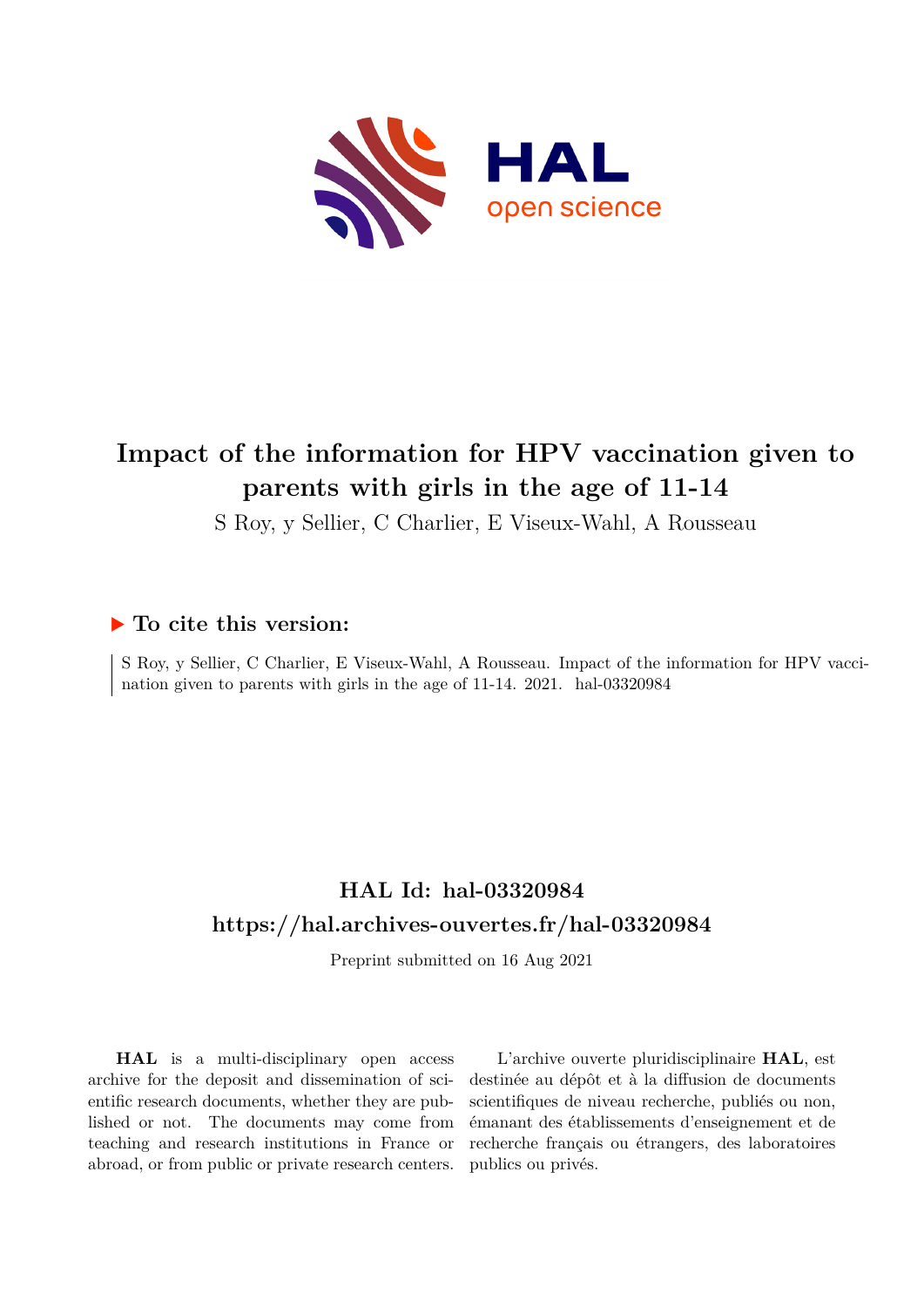# Impact of the information for HPV vaccination given to parents with girls in the age of 11-14

S Roy, y Sellier, C Charlier, E Viseux-Wahl, A Rousseau

## ▶ To cite this version:

S Roy, y Sellier, C Charlier, E Viseux-Wahl, A Rousseau. Impact of the information for HPV vaccination given to parents with girls in the age of 11-14. 2021. hal-03320984

## HAL Id: hal-03320984
## https://hal.archives-ouvertes.fr/hal-03320984

Preprint submitted on 16 Aug 2021

**HAL** is a multi-disciplinary open access archive for the deposit and dissemination of scientific research documents, whether they are published or not. The documents may come from teaching and research institutions in France or abroad, or from public or private research centers.

L'archive ouverte pluridisciplinaire **HAL**, est destinée au dépôt et à la diffusion de documents scientifiques de niveau recherche, publiés ou non, émanant des établissements d'enseignement et de recherche français ou étrangers, des laboratoires publics ou privés.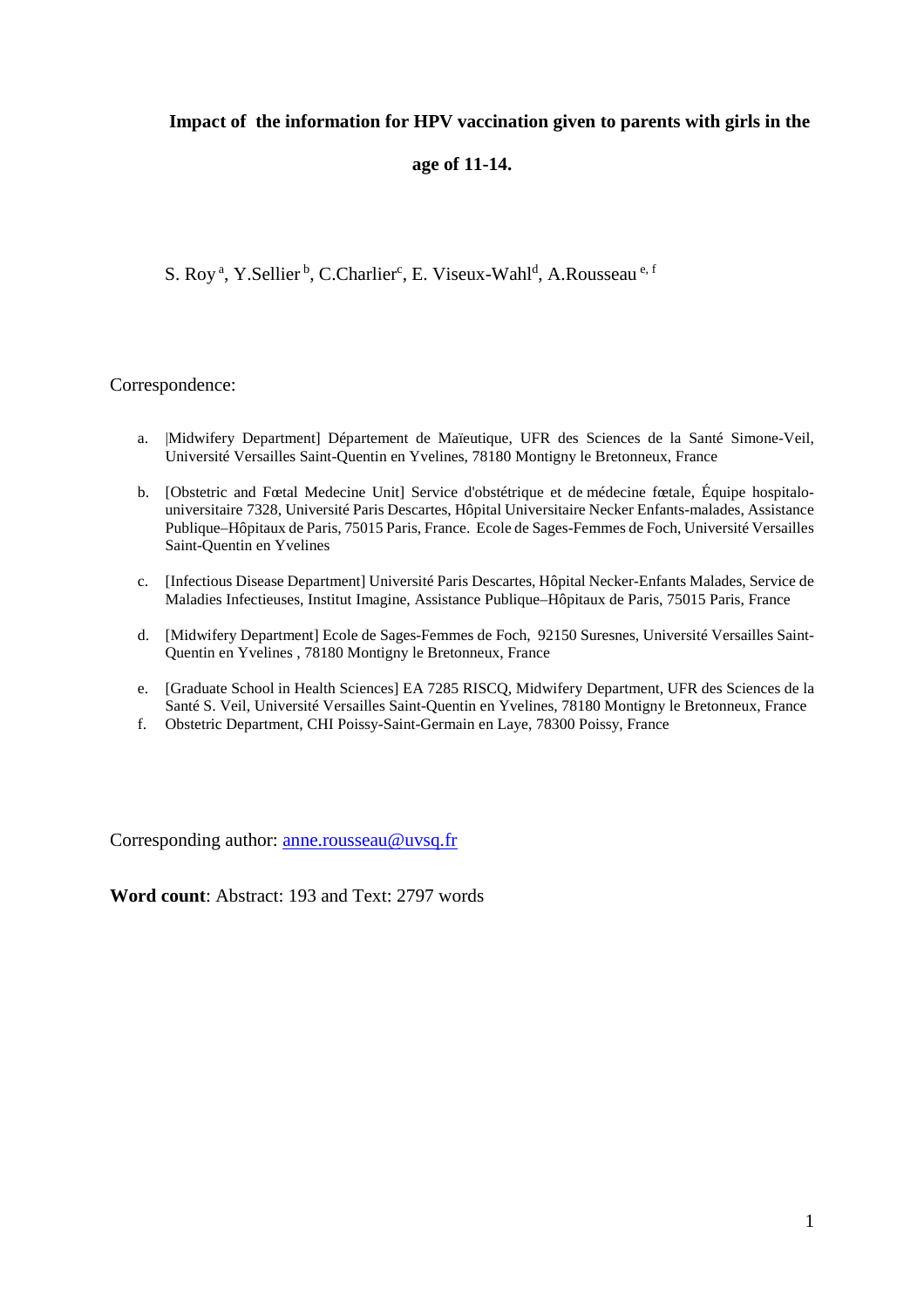**Impact of the information for HPV vaccination given to parents with girls in the age of 11-14.**

S. Roy [a], Y.Sellier [b], C.Charlier[c], E. Viseux-Wahl[d], A.Rousseau [e, f]

Correspondence:

a. |Midwifery Department] Département de Maïeutique, UFR des Sciences de la Santé Simone-Veil, Université Versailles Saint-Quentin en Yvelines, 78180 Montigny le Bretonneux, France

b. [Obstetric and Fœtal Medecine Unit] Service d'obstétrique et de médecine fœtale, Équipe hospitalo-universitaire 7328, Université Paris Descartes, Hôpital Universitaire Necker Enfants-malades, Assistance Publique–Hôpitaux de Paris, 75015 Paris, France. Ecole de Sages-Femmes de Foch, Université Versailles Saint-Quentin en Yvelines

c. [Infectious Disease Department] Université Paris Descartes, Hôpital Necker-Enfants Malades, Service de Maladies Infectieuses, Institut Imagine, Assistance Publique–Hôpitaux de Paris, 75015 Paris, France

d. [Midwifery Department] Ecole de Sages-Femmes de Foch, 92150 Suresnes, Université Versailles Saint-Quentin en Yvelines , 78180 Montigny le Bretonneux, France

e. [Graduate School in Health Sciences] EA 7285 RISCQ, Midwifery Department, UFR des Sciences de la Santé S. Veil, Université Versailles Saint-Quentin en Yvelines, 78180 Montigny le Bretonneux, France

f. Obstetric Department, CHI Poissy-Saint-Germain en Laye, 78300 Poissy, France

Corresponding author: anne.rousseau@uvsq.fr

**Word count**: Abstract: 193 and Text: 2797 words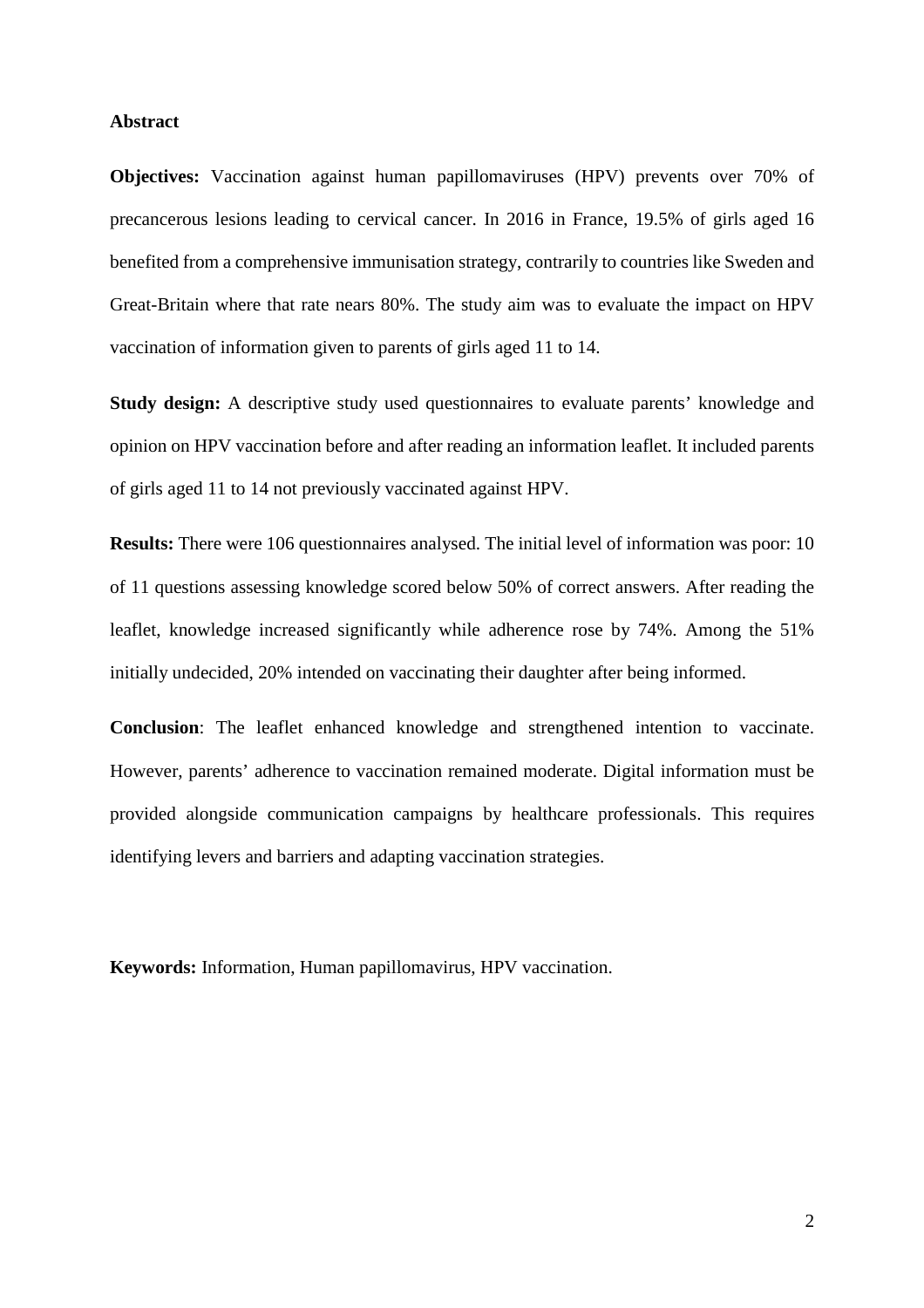## Abstract

**Objectives:** Vaccination against human papillomaviruses (HPV) prevents over 70% of precancerous lesions leading to cervical cancer. In 2016 in France, 19.5% of girls aged 16 benefited from a comprehensive immunisation strategy, contrarily to countries like Sweden and Great-Britain where that rate nears 80%. The study aim was to evaluate the impact on HPV vaccination of information given to parents of girls aged 11 to 14.

**Study design:** A descriptive study used questionnaires to evaluate parents' knowledge and opinion on HPV vaccination before and after reading an information leaflet. It included parents of girls aged 11 to 14 not previously vaccinated against HPV.

**Results:** There were 106 questionnaires analysed. The initial level of information was poor: 10 of 11 questions assessing knowledge scored below 50% of correct answers. After reading the leaflet, knowledge increased significantly while adherence rose by 74%. Among the 51% initially undecided, 20% intended on vaccinating their daughter after being informed.

**Conclusion**: The leaflet enhanced knowledge and strengthened intention to vaccinate. However, parents' adherence to vaccination remained moderate. Digital information must be provided alongside communication campaigns by healthcare professionals. This requires identifying levers and barriers and adapting vaccination strategies.

**Keywords:** Information, Human papillomavirus, HPV vaccination.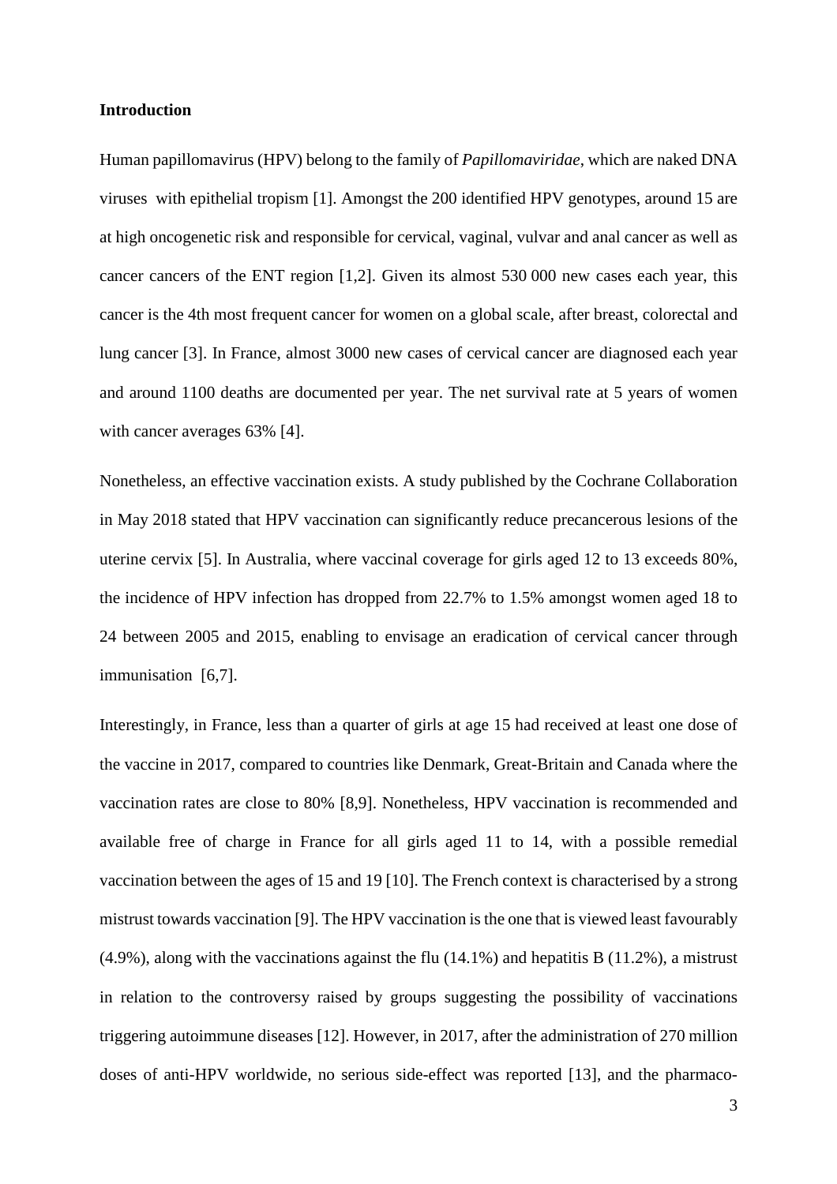**Introduction**

Human papillomavirus (HPV) belong to the family of *Papillomaviridae*, which are naked DNA viruses with epithelial tropism [1]. Amongst the 200 identified HPV genotypes, around 15 are at high oncogenetic risk and responsible for cervical, vaginal, vulvar and anal cancer as well as cancer cancers of the ENT region [1,2]. Given its almost 530 000 new cases each year, this cancer is the 4th most frequent cancer for women on a global scale, after breast, colorectal and lung cancer [3]. In France, almost 3000 new cases of cervical cancer are diagnosed each year and around 1100 deaths are documented per year. The net survival rate at 5 years of women with cancer averages 63% [4].

Nonetheless, an effective vaccination exists. A study published by the Cochrane Collaboration in May 2018 stated that HPV vaccination can significantly reduce precancerous lesions of the uterine cervix [5]. In Australia, where vaccinal coverage for girls aged 12 to 13 exceeds 80%, the incidence of HPV infection has dropped from 22.7% to 1.5% amongst women aged 18 to 24 between 2005 and 2015, enabling to envisage an eradication of cervical cancer through immunisation [6,7].

Interestingly, in France, less than a quarter of girls at age 15 had received at least one dose of the vaccine in 2017, compared to countries like Denmark, Great-Britain and Canada where the vaccination rates are close to 80% [8,9]. Nonetheless, HPV vaccination is recommended and available free of charge in France for all girls aged 11 to 14, with a possible remedial vaccination between the ages of 15 and 19 [10]. The French context is characterised by a strong mistrust towards vaccination [9]. The HPV vaccination is the one that is viewed least favourably (4.9%), along with the vaccinations against the flu (14.1%) and hepatitis B (11.2%), a mistrust in relation to the controversy raised by groups suggesting the possibility of vaccinations triggering autoimmune diseases [12]. However, in 2017, after the administration of 270 million doses of anti-HPV worldwide, no serious side-effect was reported [13], and the pharmaco-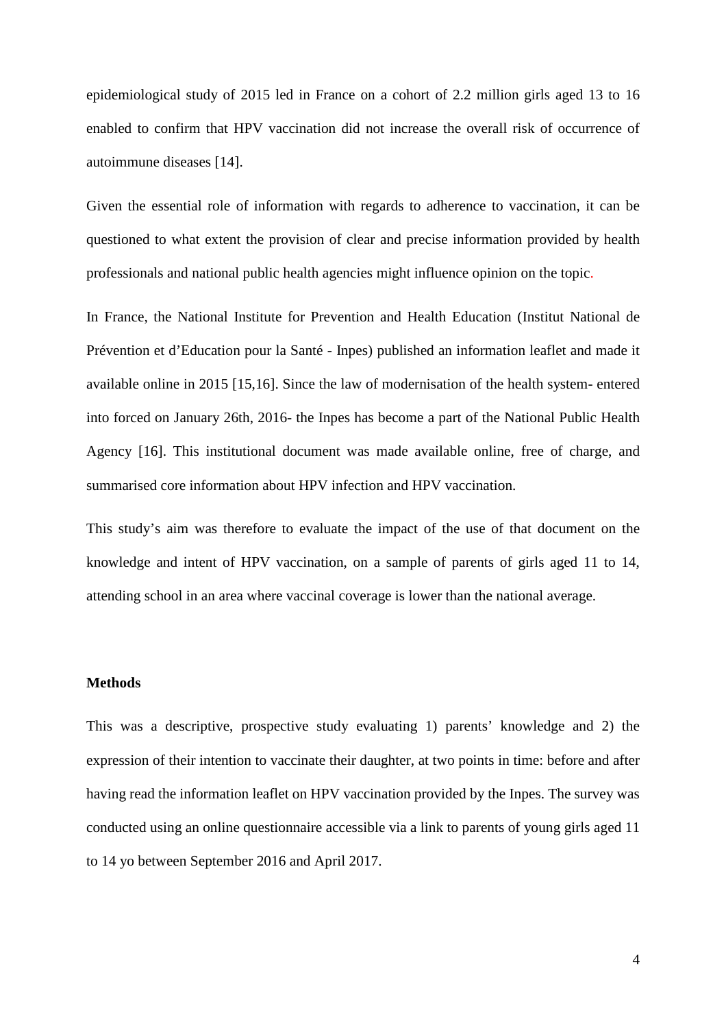epidemiological study of 2015 led in France on a cohort of 2.2 million girls aged 13 to 16 enabled to confirm that HPV vaccination did not increase the overall risk of occurrence of autoimmune diseases [14].

Given the essential role of information with regards to adherence to vaccination, it can be questioned to what extent the provision of clear and precise information provided by health professionals and national public health agencies might influence opinion on the topic.

In France, the National Institute for Prevention and Health Education (Institut National de Prévention et d'Education pour la Santé - Inpes) published an information leaflet and made it available online in 2015 [15,16]. Since the law of modernisation of the health system- entered into forced on January 26th, 2016- the Inpes has become a part of the National Public Health Agency [16]. This institutional document was made available online, free of charge, and summarised core information about HPV infection and HPV vaccination.

This study's aim was therefore to evaluate the impact of the use of that document on the knowledge and intent of HPV vaccination, on a sample of parents of girls aged 11 to 14, attending school in an area where vaccinal coverage is lower than the national average.

## Methods

This was a descriptive, prospective study evaluating 1) parents' knowledge and 2) the expression of their intention to vaccinate their daughter, at two points in time: before and after having read the information leaflet on HPV vaccination provided by the Inpes. The survey was conducted using an online questionnaire accessible via a link to parents of young girls aged 11 to 14 yo between September 2016 and April 2017.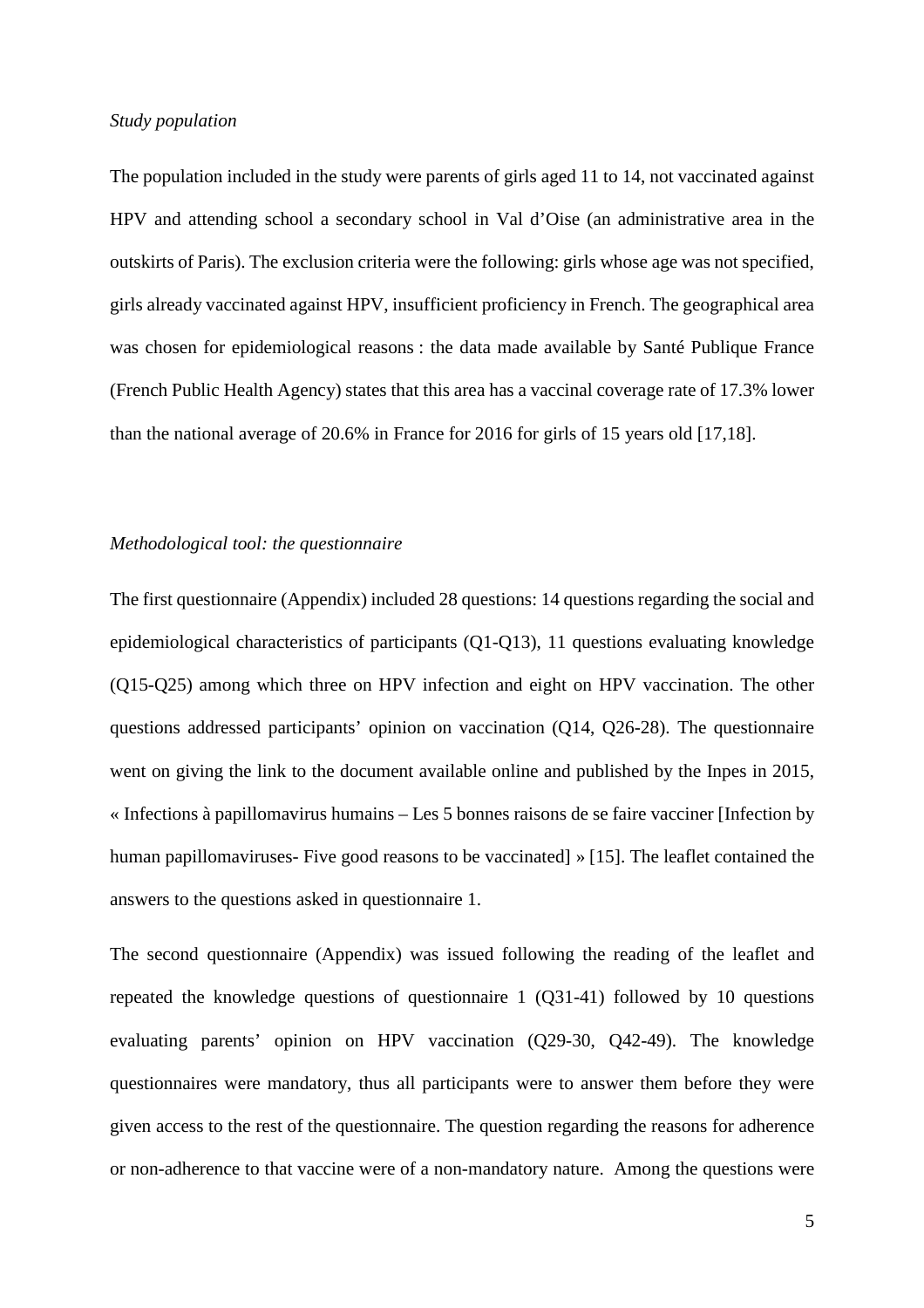*Study population*

The population included in the study were parents of girls aged 11 to 14, not vaccinated against HPV and attending school a secondary school in Val d'Oise (an administrative area in the outskirts of Paris). The exclusion criteria were the following: girls whose age was not specified, girls already vaccinated against HPV, insufficient proficiency in French. The geographical area was chosen for epidemiological reasons : the data made available by Santé Publique France (French Public Health Agency) states that this area has a vaccinal coverage rate of 17.3% lower than the national average of 20.6% in France for 2016 for girls of 15 years old [17,18].

*Methodological tool: the questionnaire*

The first questionnaire (Appendix) included 28 questions: 14 questions regarding the social and epidemiological characteristics of participants (Q1-Q13), 11 questions evaluating knowledge (Q15-Q25) among which three on HPV infection and eight on HPV vaccination. The other questions addressed participants' opinion on vaccination (Q14, Q26-28). The questionnaire went on giving the link to the document available online and published by the Inpes in 2015, « Infections à papillomavirus humains – Les 5 bonnes raisons de se faire vacciner [Infection by human papillomaviruses- Five good reasons to be vaccinated] » [15]. The leaflet contained the answers to the questions asked in questionnaire 1.

The second questionnaire (Appendix) was issued following the reading of the leaflet and repeated the knowledge questions of questionnaire 1 (Q31-41) followed by 10 questions evaluating parents' opinion on HPV vaccination (Q29-30, Q42-49). The knowledge questionnaires were mandatory, thus all participants were to answer them before they were given access to the rest of the questionnaire. The question regarding the reasons for adherence or non-adherence to that vaccine were of a non-mandatory nature. Among the questions were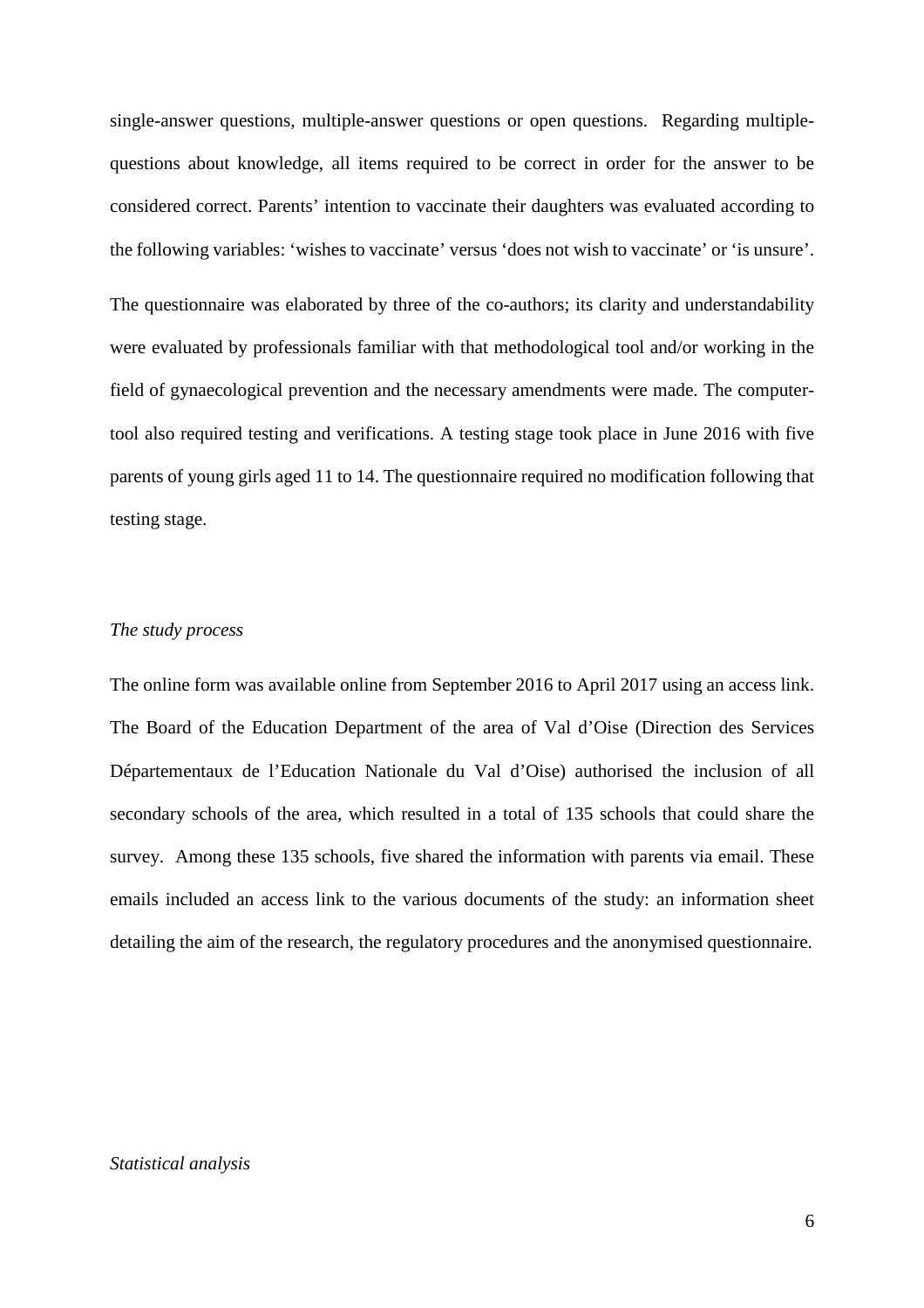single-answer questions, multiple-answer questions or open questions. Regarding multiple-questions about knowledge, all items required to be correct in order for the answer to be considered correct. Parents' intention to vaccinate their daughters was evaluated according to the following variables: 'wishes to vaccinate' versus 'does not wish to vaccinate' or 'is unsure'.

The questionnaire was elaborated by three of the co-authors; its clarity and understandability were evaluated by professionals familiar with that methodological tool and/or working in the field of gynaecological prevention and the necessary amendments were made. The computer-tool also required testing and verifications. A testing stage took place in June 2016 with five parents of young girls aged 11 to 14. The questionnaire required no modification following that testing stage.

*The study process*

The online form was available online from September 2016 to April 2017 using an access link. The Board of the Education Department of the area of Val d'Oise (Direction des Services Départementaux de l'Education Nationale du Val d'Oise) authorised the inclusion of all secondary schools of the area, which resulted in a total of 135 schools that could share the survey. Among these 135 schools, five shared the information with parents via email. These emails included an access link to the various documents of the study: an information sheet detailing the aim of the research, the regulatory procedures and the anonymised questionnaire.

*Statistical analysis*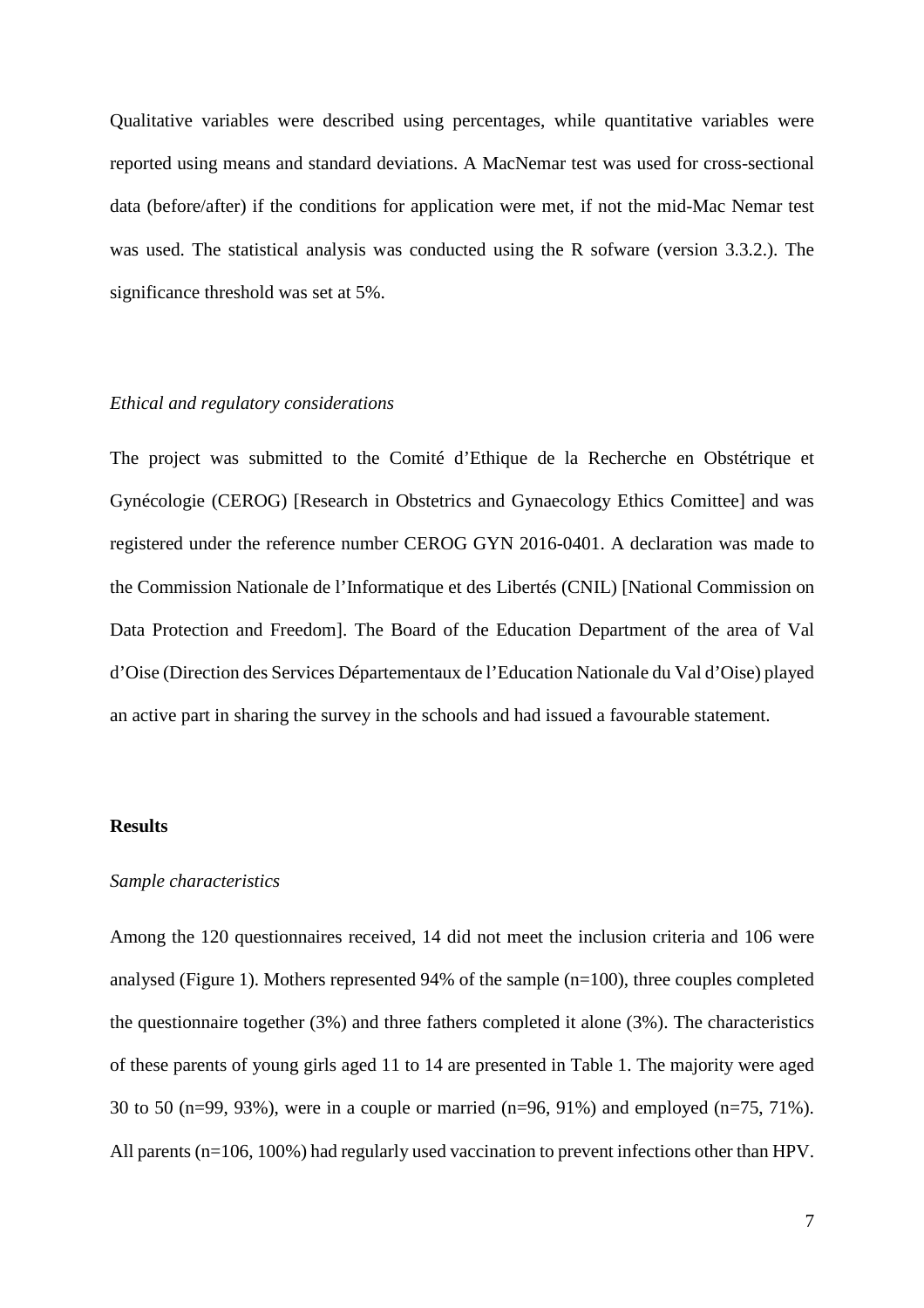Qualitative variables were described using percentages, while quantitative variables were reported using means and standard deviations. A MacNemar test was used for cross-sectional data (before/after) if the conditions for application were met, if not the mid-Mac Nemar test was used. The statistical analysis was conducted using the R sofware (version 3.3.2.). The significance threshold was set at 5%.

*Ethical and regulatory considerations*

The project was submitted to the Comité d'Ethique de la Recherche en Obstétrique et Gynécologie (CEROG) [Research in Obstetrics and Gynaecology Ethics Comittee] and was registered under the reference number CEROG GYN 2016-0401. A declaration was made to the Commission Nationale de l'Informatique et des Libertés (CNIL) [National Commission on Data Protection and Freedom]. The Board of the Education Department of the area of Val d'Oise (Direction des Services Départementaux de l'Education Nationale du Val d'Oise) played an active part in sharing the survey in the schools and had issued a favourable statement.

## Results

*Sample characteristics*

Among the 120 questionnaires received, 14 did not meet the inclusion criteria and 106 were analysed (Figure 1). Mothers represented 94% of the sample (n=100), three couples completed the questionnaire together (3%) and three fathers completed it alone (3%). The characteristics of these parents of young girls aged 11 to 14 are presented in Table 1. The majority were aged 30 to 50 (n=99, 93%), were in a couple or married (n=96, 91%) and employed (n=75, 71%). All parents (n=106, 100%) had regularly used vaccination to prevent infections other than HPV.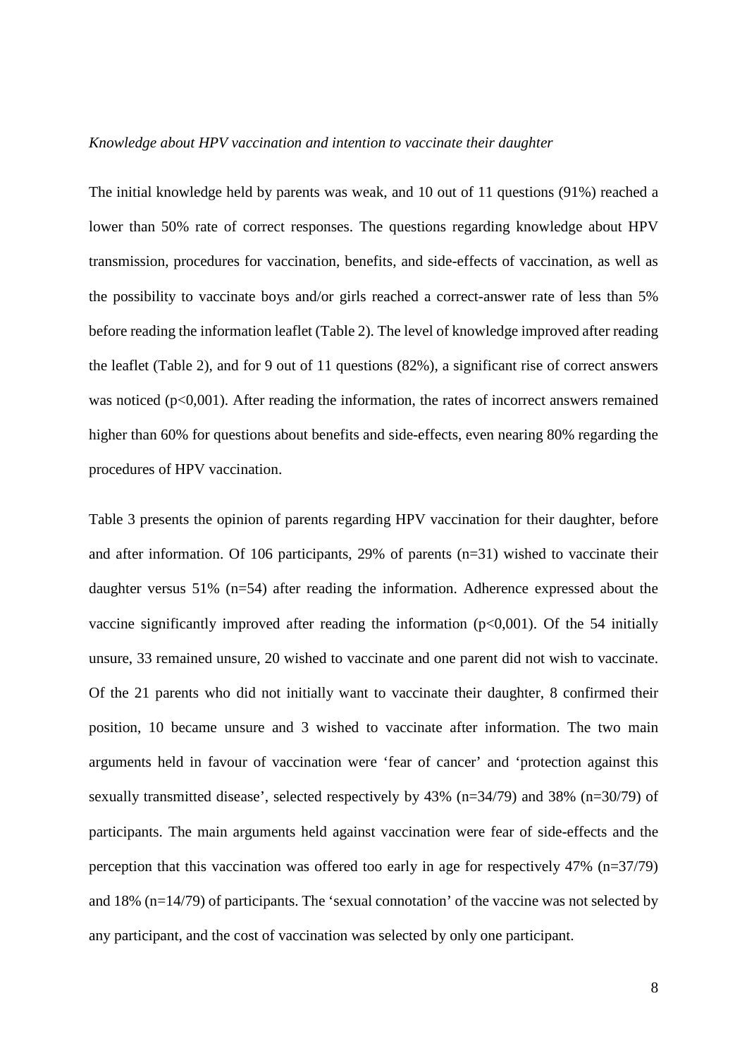*Knowledge about HPV vaccination and intention to vaccinate their daughter*

The initial knowledge held by parents was weak, and 10 out of 11 questions (91%) reached a lower than 50% rate of correct responses. The questions regarding knowledge about HPV transmission, procedures for vaccination, benefits, and side-effects of vaccination, as well as the possibility to vaccinate boys and/or girls reached a correct-answer rate of less than 5% before reading the information leaflet (Table 2). The level of knowledge improved after reading the leaflet (Table 2), and for 9 out of 11 questions (82%), a significant rise of correct answers was noticed ($p<0,001$). After reading the information, the rates of incorrect answers remained higher than 60% for questions about benefits and side-effects, even nearing 80% regarding the procedures of HPV vaccination.

Table 3 presents the opinion of parents regarding HPV vaccination for their daughter, before and after information. Of 106 participants, 29% of parents (n=31) wished to vaccinate their daughter versus 51% (n=54) after reading the information. Adherence expressed about the vaccine significantly improved after reading the information ($p<0,001$). Of the 54 initially unsure, 33 remained unsure, 20 wished to vaccinate and one parent did not wish to vaccinate. Of the 21 parents who did not initially want to vaccinate their daughter, 8 confirmed their position, 10 became unsure and 3 wished to vaccinate after information. The two main arguments held in favour of vaccination were 'fear of cancer' and 'protection against this sexually transmitted disease', selected respectively by 43% (n=34/79) and 38% (n=30/79) of participants. The main arguments held against vaccination were fear of side-effects and the perception that this vaccination was offered too early in age for respectively 47% (n=37/79) and 18% (n=14/79) of participants. The 'sexual connotation' of the vaccine was not selected by any participant, and the cost of vaccination was selected by only one participant.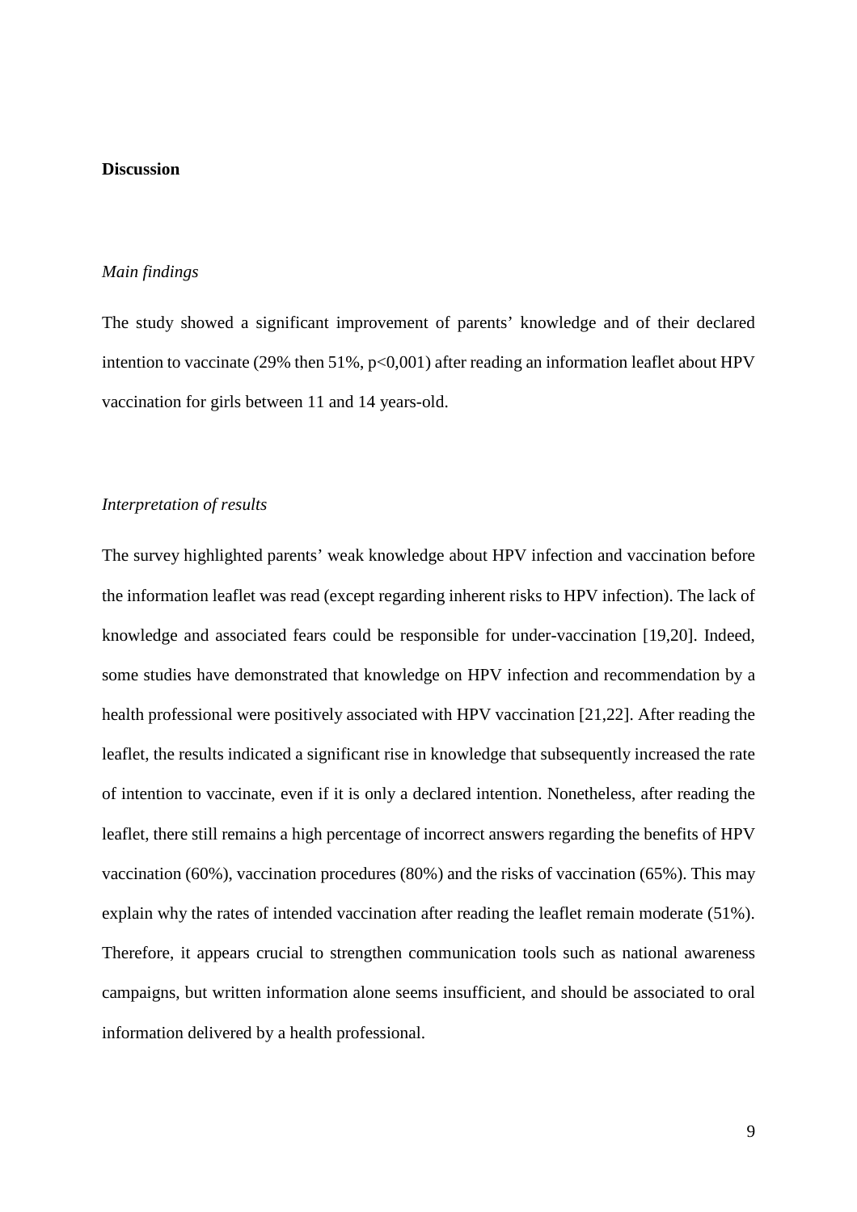## Discussion

### *Main findings*

The study showed a significant improvement of parents' knowledge and of their declared intention to vaccinate (29% then 51%, p<0,001) after reading an information leaflet about HPV vaccination for girls between 11 and 14 years-old.

### *Interpretation of results*

The survey highlighted parents' weak knowledge about HPV infection and vaccination before the information leaflet was read (except regarding inherent risks to HPV infection). The lack of knowledge and associated fears could be responsible for under-vaccination [19,20]. Indeed, some studies have demonstrated that knowledge on HPV infection and recommendation by a health professional were positively associated with HPV vaccination [21,22]. After reading the leaflet, the results indicated a significant rise in knowledge that subsequently increased the rate of intention to vaccinate, even if it is only a declared intention. Nonetheless, after reading the leaflet, there still remains a high percentage of incorrect answers regarding the benefits of HPV vaccination (60%), vaccination procedures (80%) and the risks of vaccination (65%). This may explain why the rates of intended vaccination after reading the leaflet remain moderate (51%). Therefore, it appears crucial to strengthen communication tools such as national awareness campaigns, but written information alone seems insufficient, and should be associated to oral information delivered by a health professional.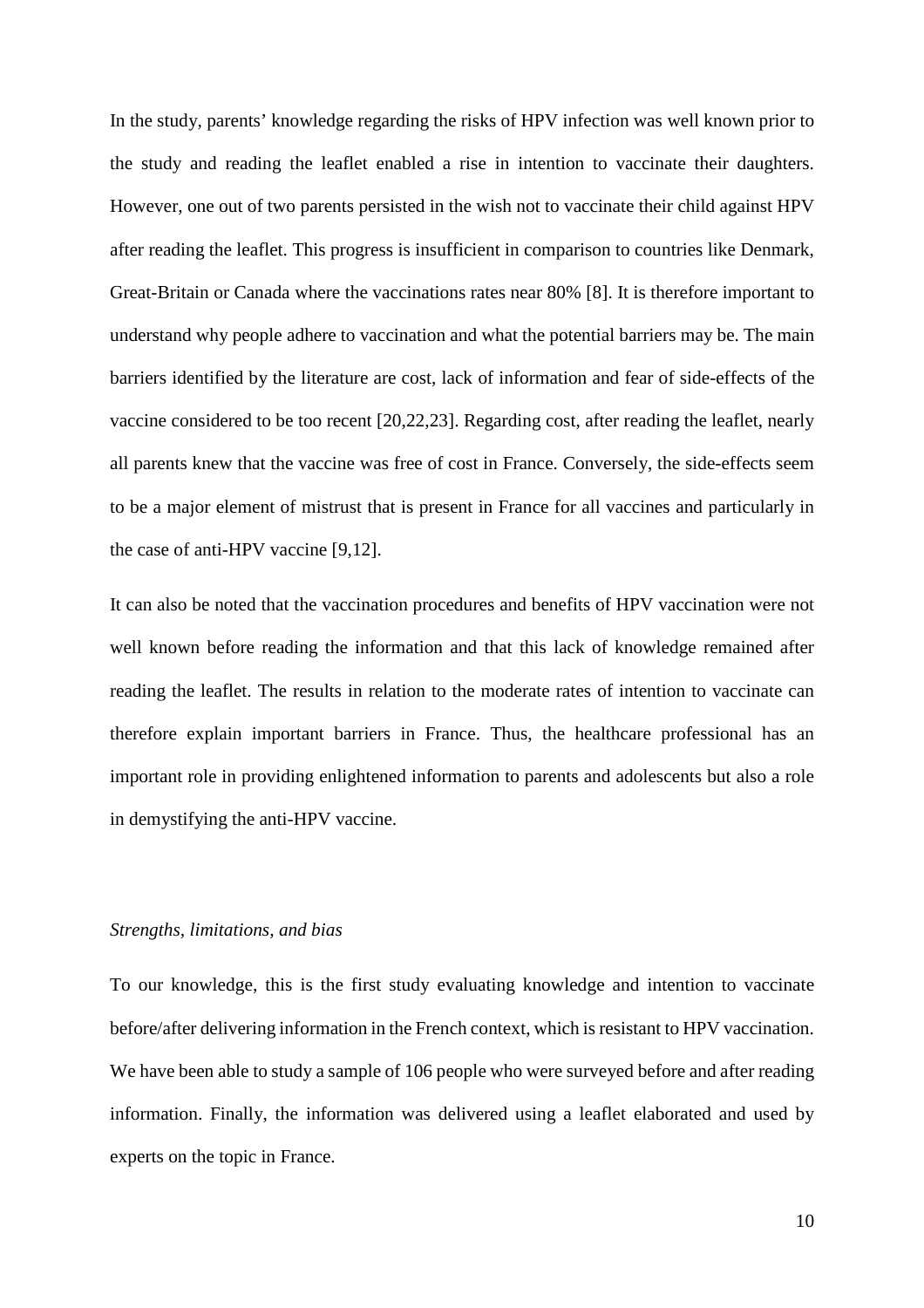In the study, parents' knowledge regarding the risks of HPV infection was well known prior to the study and reading the leaflet enabled a rise in intention to vaccinate their daughters. However, one out of two parents persisted in the wish not to vaccinate their child against HPV after reading the leaflet. This progress is insufficient in comparison to countries like Denmark, Great-Britain or Canada where the vaccinations rates near 80% [8]. It is therefore important to understand why people adhere to vaccination and what the potential barriers may be. The main barriers identified by the literature are cost, lack of information and fear of side-effects of the vaccine considered to be too recent [20,22,23]. Regarding cost, after reading the leaflet, nearly all parents knew that the vaccine was free of cost in France. Conversely, the side-effects seem to be a major element of mistrust that is present in France for all vaccines and particularly in the case of anti-HPV vaccine [9,12].

It can also be noted that the vaccination procedures and benefits of HPV vaccination were not well known before reading the information and that this lack of knowledge remained after reading the leaflet. The results in relation to the moderate rates of intention to vaccinate can therefore explain important barriers in France. Thus, the healthcare professional has an important role in providing enlightened information to parents and adolescents but also a role in demystifying the anti-HPV vaccine.

*Strengths, limitations, and bias*

To our knowledge, this is the first study evaluating knowledge and intention to vaccinate before/after delivering information in the French context, which is resistant to HPV vaccination. We have been able to study a sample of 106 people who were surveyed before and after reading information. Finally, the information was delivered using a leaflet elaborated and used by experts on the topic in France.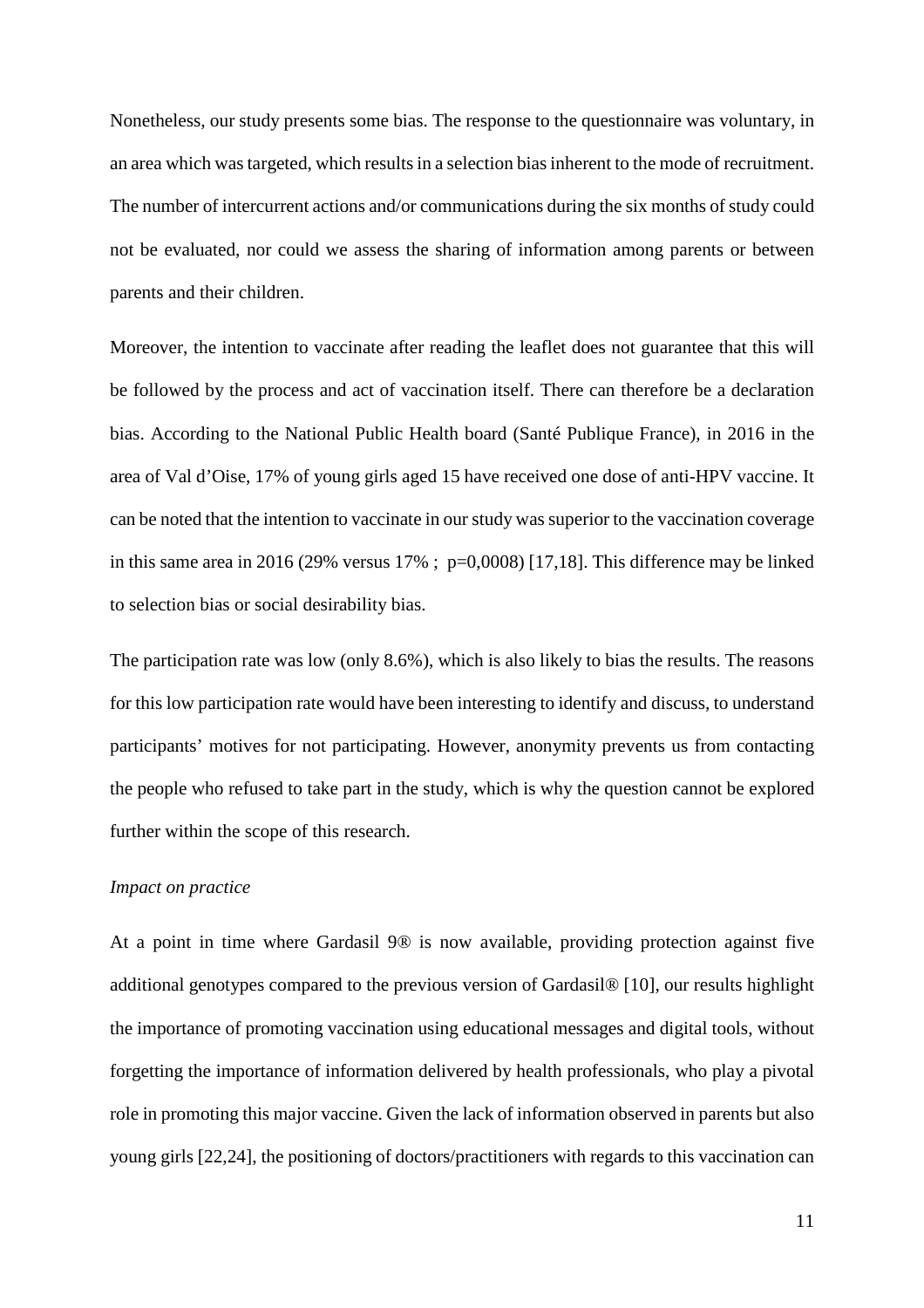Nonetheless, our study presents some bias. The response to the questionnaire was voluntary, in an area which was targeted, which results in a selection bias inherent to the mode of recruitment. The number of intercurrent actions and/or communications during the six months of study could not be evaluated, nor could we assess the sharing of information among parents or between parents and their children.

Moreover, the intention to vaccinate after reading the leaflet does not guarantee that this will be followed by the process and act of vaccination itself. There can therefore be a declaration bias. According to the National Public Health board (Santé Publique France), in 2016 in the area of Val d'Oise, 17% of young girls aged 15 have received one dose of anti-HPV vaccine. It can be noted that the intention to vaccinate in our study was superior to the vaccination coverage in this same area in 2016 (29% versus 17% ; p=0,0008) [17,18]. This difference may be linked to selection bias or social desirability bias.

The participation rate was low (only 8.6%), which is also likely to bias the results. The reasons for this low participation rate would have been interesting to identify and discuss, to understand participants' motives for not participating. However, anonymity prevents us from contacting the people who refused to take part in the study, which is why the question cannot be explored further within the scope of this research.

*Impact on practice*

At a point in time where Gardasil 9® is now available, providing protection against five additional genotypes compared to the previous version of Gardasil® [10], our results highlight the importance of promoting vaccination using educational messages and digital tools, without forgetting the importance of information delivered by health professionals, who play a pivotal role in promoting this major vaccine. Given the lack of information observed in parents but also young girls [22,24], the positioning of doctors/practitioners with regards to this vaccination can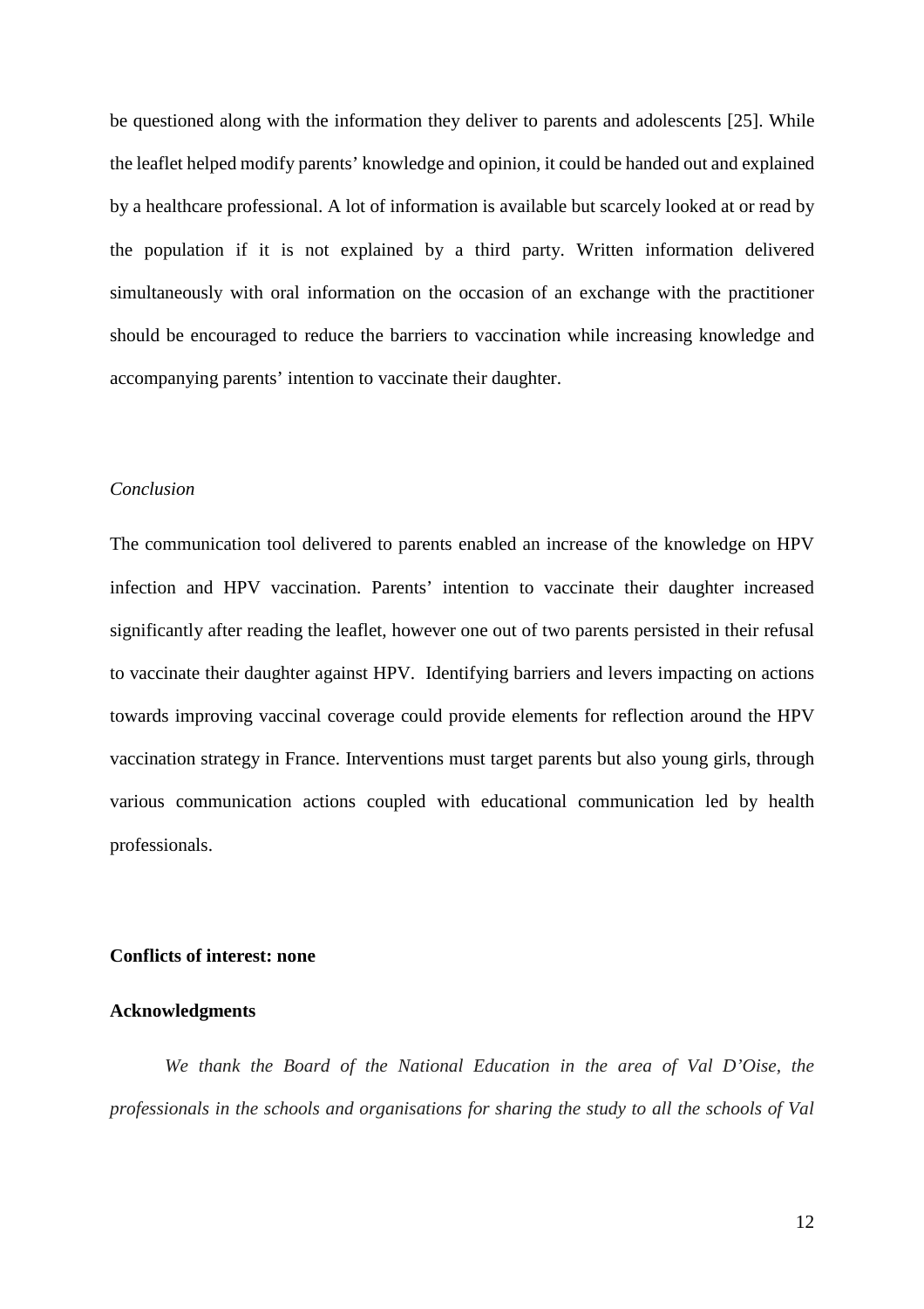be questioned along with the information they deliver to parents and adolescents [25]. While the leaflet helped modify parents' knowledge and opinion, it could be handed out and explained by a healthcare professional. A lot of information is available but scarcely looked at or read by the population if it is not explained by a third party. Written information delivered simultaneously with oral information on the occasion of an exchange with the practitioner should be encouraged to reduce the barriers to vaccination while increasing knowledge and accompanying parents' intention to vaccinate their daughter.

*Conclusion*

The communication tool delivered to parents enabled an increase of the knowledge on HPV infection and HPV vaccination. Parents' intention to vaccinate their daughter increased significantly after reading the leaflet, however one out of two parents persisted in their refusal to vaccinate their daughter against HPV. Identifying barriers and levers impacting on actions towards improving vaccinal coverage could provide elements for reflection around the HPV vaccination strategy in France. Interventions must target parents but also young girls, through various communication actions coupled with educational communication led by health professionals.

**Conflicts of interest: none**

**Acknowledgments**

*We thank the Board of the National Education in the area of Val D'Oise, the professionals in the schools and organisations for sharing the study to all the schools of Val*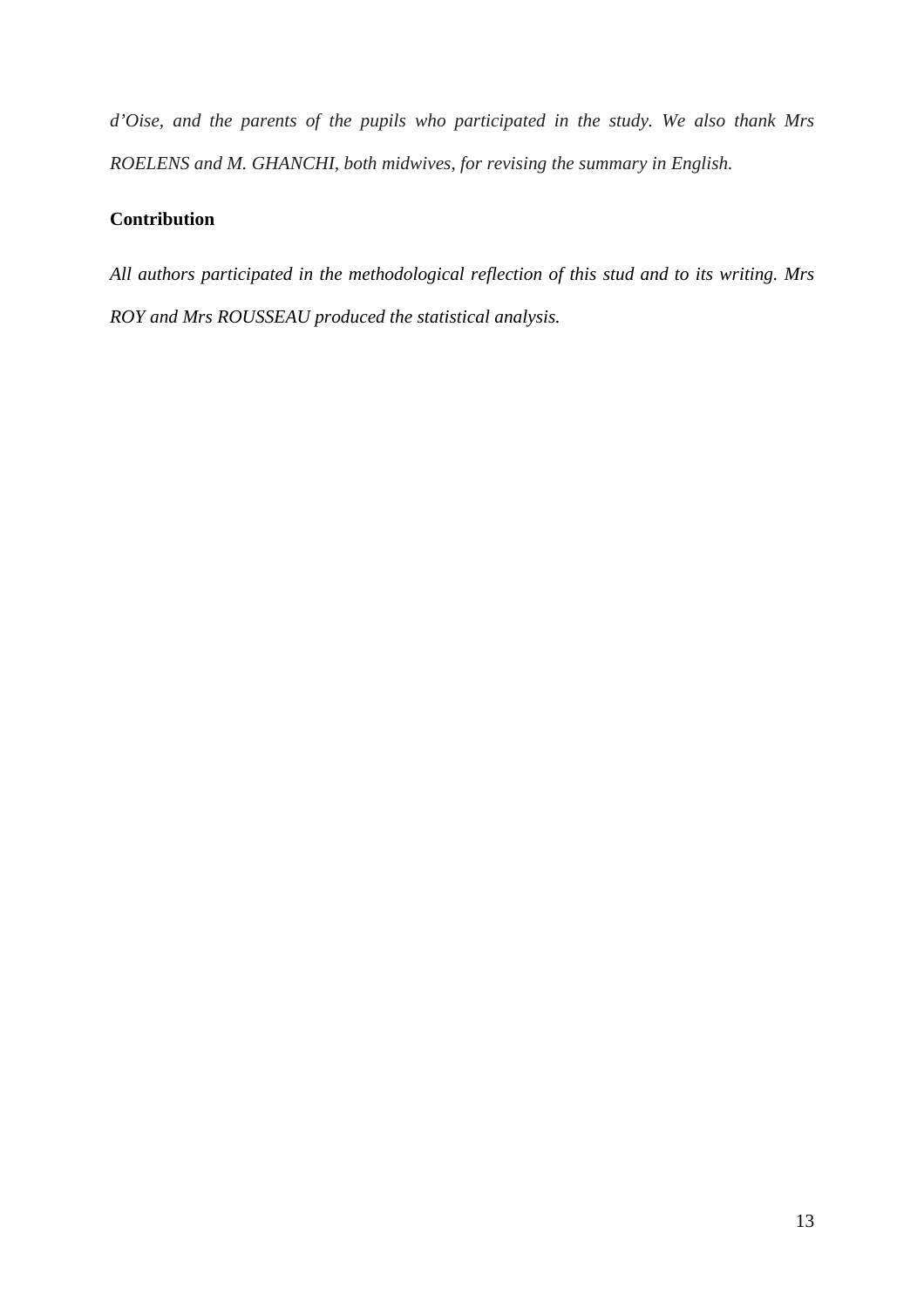*d'Oise, and the parents of the pupils who participated in the study. We also thank Mrs ROELENS and M. GHANCHI, both midwives, for revising the summary in English.*

**Contribution**

*All authors participated in the methodological reflection of this stud and to its writing. Mrs ROY and Mrs ROUSSEAU produced the statistical analysis.*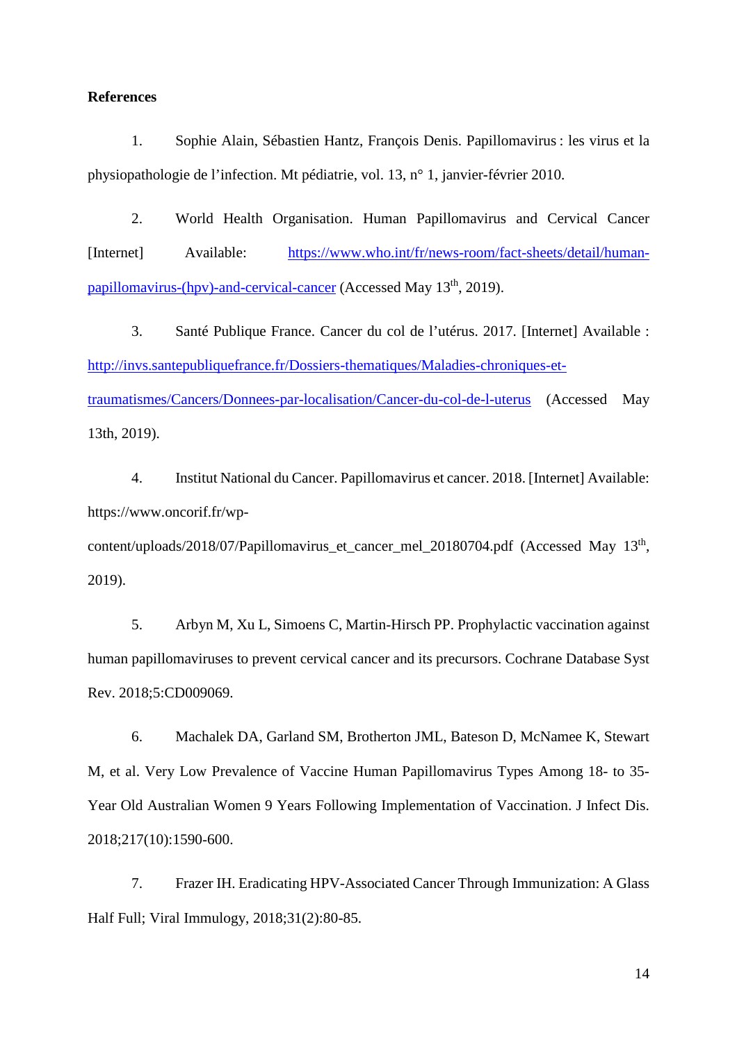**References**

1. Sophie Alain, Sébastien Hantz, François Denis. Papillomavirus : les virus et la physiopathologie de l'infection. Mt pédiatrie, vol. 13, n° 1, janvier-février 2010.

2. World Health Organisation. Human Papillomavirus and Cervical Cancer [Internet] Available: https://www.who.int/fr/news-room/fact-sheets/detail/human-papillomavirus-(hpv)-and-cervical-cancer (Accessed May 13th, 2019).

3. Santé Publique France. Cancer du col de l'utérus. 2017. [Internet] Available : http://invs.santepubliquefrance.fr/Dossiers-thematiques/Maladies-chroniques-et-traumatismes/Cancers/Donnees-par-localisation/Cancer-du-col-de-l-uterus (Accessed May 13th, 2019).

4. Institut National du Cancer. Papillomavirus et cancer. 2018. [Internet] Available: https://www.oncorif.fr/wp-content/uploads/2018/07/Papillomavirus_et_cancer_mel_20180704.pdf (Accessed May 13th, 2019).

5. Arbyn M, Xu L, Simoens C, Martin-Hirsch PP. Prophylactic vaccination against human papillomaviruses to prevent cervical cancer and its precursors. Cochrane Database Syst Rev. 2018;5:CD009069.

6. Machalek DA, Garland SM, Brotherton JML, Bateson D, McNamee K, Stewart M, et al. Very Low Prevalence of Vaccine Human Papillomavirus Types Among 18- to 35-Year Old Australian Women 9 Years Following Implementation of Vaccination. J Infect Dis. 2018;217(10):1590-600.

7. Frazer IH. Eradicating HPV-Associated Cancer Through Immunization: A Glass Half Full; Viral Immulogy, 2018;31(2):80-85.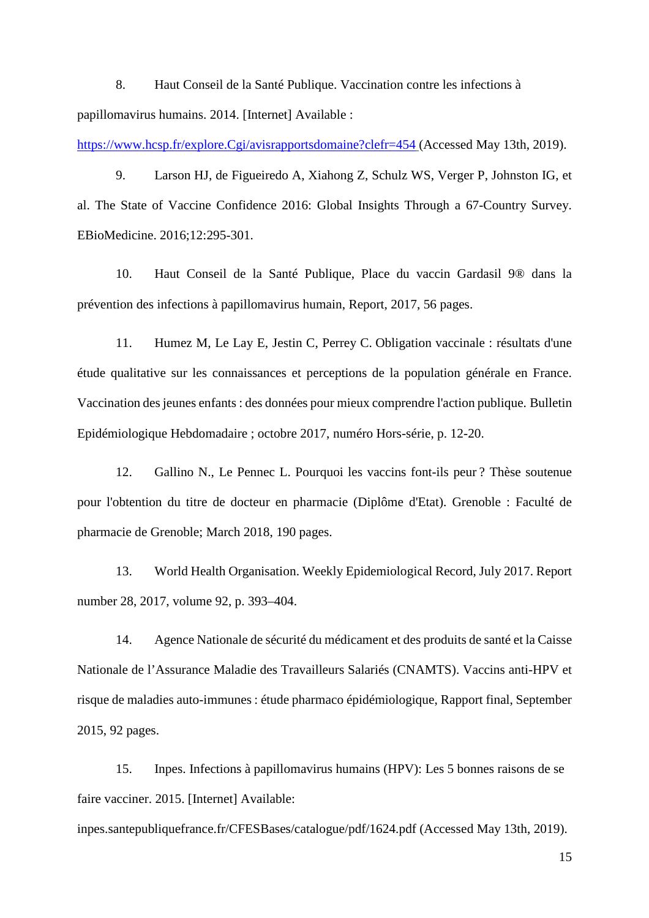8. Haut Conseil de la Santé Publique. Vaccination contre les infections à papillomavirus humains. 2014. [Internet] Available : https://www.hcsp.fr/explore.Cgi/avisrapportsdomaine?clefr=454 (Accessed May 13th, 2019).

9. Larson HJ, de Figueiredo A, Xiahong Z, Schulz WS, Verger P, Johnston IG, et al. The State of Vaccine Confidence 2016: Global Insights Through a 67-Country Survey. EBioMedicine. 2016;12:295-301.

10. Haut Conseil de la Santé Publique, Place du vaccin Gardasil 9® dans la prévention des infections à papillomavirus humain, Report, 2017, 56 pages.

11. Humez M, Le Lay E, Jestin C, Perrey C. Obligation vaccinale : résultats d'une étude qualitative sur les connaissances et perceptions de la population générale en France. Vaccination des jeunes enfants : des données pour mieux comprendre l'action publique. Bulletin Epidémiologique Hebdomadaire ; octobre 2017, numéro Hors-série, p. 12-20.

12. Gallino N., Le Pennec L. Pourquoi les vaccins font-ils peur ? Thèse soutenue pour l'obtention du titre de docteur en pharmacie (Diplôme d'Etat). Grenoble : Faculté de pharmacie de Grenoble; March 2018, 190 pages.

13. World Health Organisation. Weekly Epidemiological Record, July 2017. Report number 28, 2017, volume 92, p. 393–404.

14. Agence Nationale de sécurité du médicament et des produits de santé et la Caisse Nationale de l'Assurance Maladie des Travailleurs Salariés (CNAMTS). Vaccins anti-HPV et risque de maladies auto-immunes : étude pharmaco épidémiologique, Rapport final, September 2015, 92 pages.

15. Inpes. Infections à papillomavirus humains (HPV): Les 5 bonnes raisons de se faire vacciner. 2015. [Internet] Available: inpes.santepubliquefrance.fr/CFESBases/catalogue/pdf/1624.pdf (Accessed May 13th, 2019).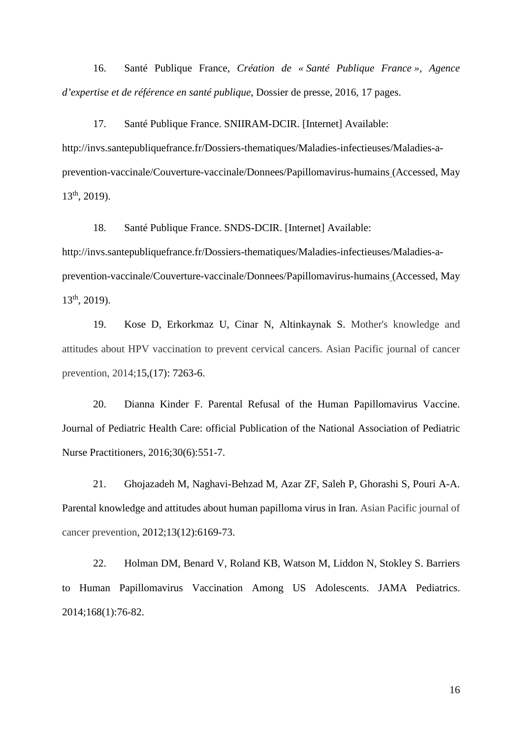16. Santé Publique France, *Création de « Santé Publique France », Agence d'expertise et de référence en santé publique*, Dossier de presse, 2016, 17 pages.

17. Santé Publique France. SNIIRAM-DCIR. [Internet] Available: http://invs.santepubliquefrance.fr/Dossiers-thematiques/Maladies-infectieuses/Maladies-a-prevention-vaccinale/Couverture-vaccinale/Donnees/Papillomavirus-humains (Accessed, May 13th, 2019).

18. Santé Publique France. SNDS-DCIR. [Internet] Available: http://invs.santepubliquefrance.fr/Dossiers-thematiques/Maladies-infectieuses/Maladies-a-prevention-vaccinale/Couverture-vaccinale/Donnees/Papillomavirus-humains (Accessed, May 13th, 2019).

19. Kose D, Erkorkmaz U, Cinar N, Altinkaynak S. Mother's knowledge and attitudes about HPV vaccination to prevent cervical cancers. Asian Pacific journal of cancer prevention, 2014;15,(17): 7263-6.

20. Dianna Kinder F. Parental Refusal of the Human Papillomavirus Vaccine. Journal of Pediatric Health Care: official Publication of the National Association of Pediatric Nurse Practitioners, 2016;30(6):551-7.

21. Ghojazadeh M, Naghavi-Behzad M, Azar ZF, Saleh P, Ghorashi S, Pouri A-A. Parental knowledge and attitudes about human papilloma virus in Iran. Asian Pacific journal of cancer prevention, 2012;13(12):6169-73.

22. Holman DM, Benard V, Roland KB, Watson M, Liddon N, Stokley S. Barriers to Human Papillomavirus Vaccination Among US Adolescents. JAMA Pediatrics. 2014;168(1):76-82.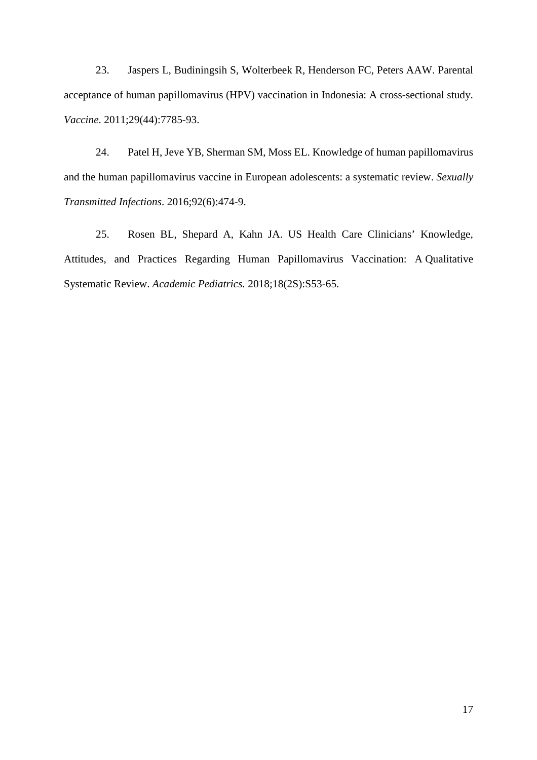23. Jaspers L, Budiningsih S, Wolterbeek R, Henderson FC, Peters AAW. Parental acceptance of human papillomavirus (HPV) vaccination in Indonesia: A cross-sectional study. *Vaccine*. 2011;29(44):7785-93.

24. Patel H, Jeve YB, Sherman SM, Moss EL. Knowledge of human papillomavirus and the human papillomavirus vaccine in European adolescents: a systematic review. *Sexually Transmitted Infections*. 2016;92(6):474-9.

25. Rosen BL, Shepard A, Kahn JA. US Health Care Clinicians' Knowledge, Attitudes, and Practices Regarding Human Papillomavirus Vaccination: A Qualitative Systematic Review. *Academic Pediatrics.* 2018;18(2S):S53-65.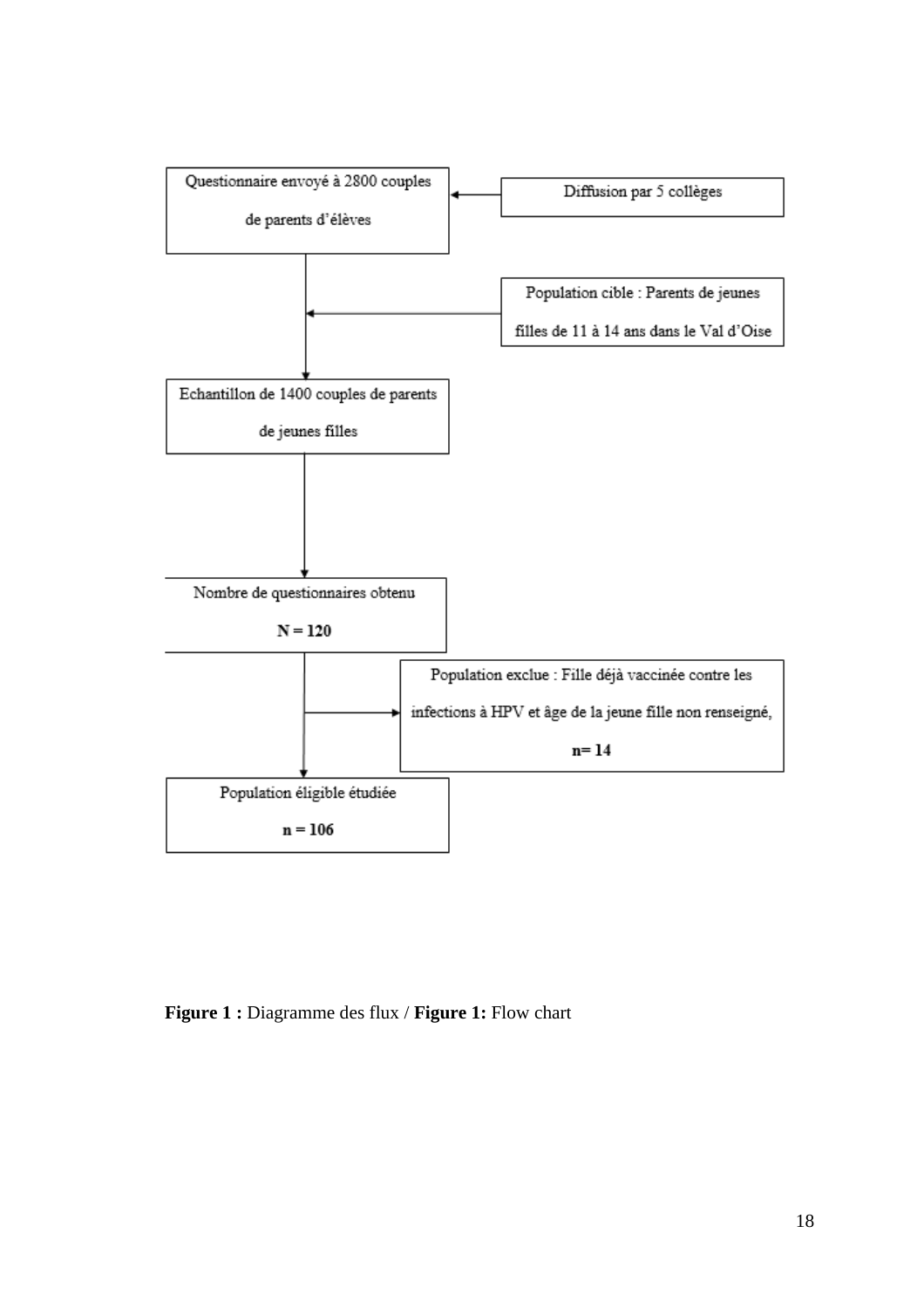Questionnaire envoyé à 2800 couples de parents d'élèves

Diffusion par 5 collèges

Population cible : Parents de jeunes filles de 11 à 14 ans dans le Val d'Oise

Echantillon de 1400 couples de parents de jeunes filles

Nombre de questionnaires obtenu

**N = 120**

Population exclue : Fille déjà vaccinée contre les infections à HPV et âge de la jeune fille non renseigné,

**n= 14**

Population éligible étudiée

**n = 106**

**Figure 1 :** Diagramme des flux / **Figure 1:** Flow chart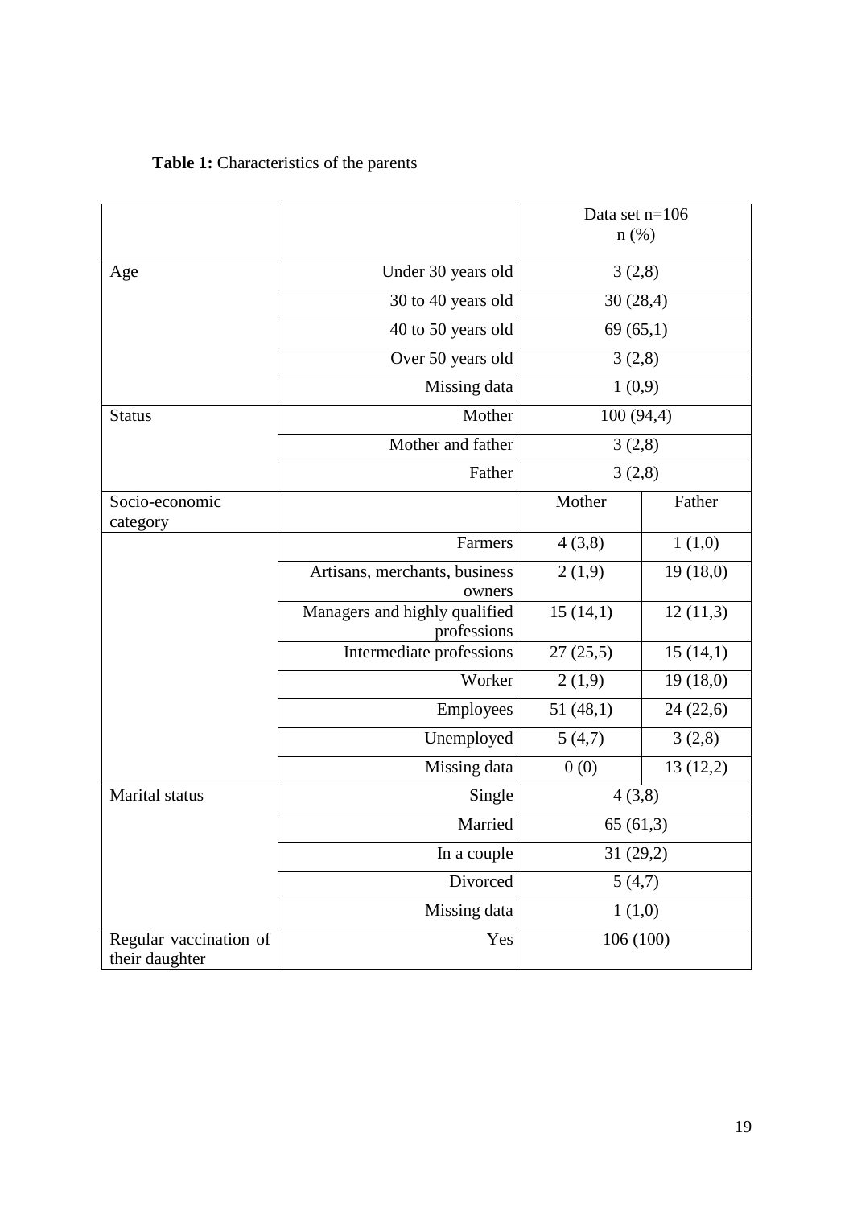**Table 1:** Characteristics of the parents

| | | Data set n=106<br>n (%) | |
|---|---|---|---|
| Age | Under 30 years old | 3 (2,8) | |
| | 30 to 40 years old | 30 (28,4) | |
| | 40 to 50 years old | 69 (65,1) | |
| | Over 50 years old | 3 (2,8) | |
| | Missing data | 1 (0,9) | |
| Status | Mother | 100 (94,4) | |
| | Mother and father | 3 (2,8) | |
| | Father | 3 (2,8) | |
| Socio-economic category | | Mother | Father |
| | Farmers | 4 (3,8) | 1 (1,0) |
| | Artisans, merchants, business owners | 2 (1,9) | 19 (18,0) |
| | Managers and highly qualified professions | 15 (14,1) | 12 (11,3) |
| | Intermediate professions | 27 (25,5) | 15 (14,1) |
| | Worker | 2 (1,9) | 19 (18,0) |
| | Employees | 51 (48,1) | 24 (22,6) |
| | Unemployed | 5 (4,7) | 3 (2,8) |
| | Missing data | 0 (0) | 13 (12,2) |
| Marital status | Single | 4 (3,8) | |
| | Married | 65 (61,3) | |
| | In a couple | 31 (29,2) | |
| | Divorced | 5 (4,7) | |
| | Missing data | 1 (1,0) | |
| Regular vaccination of their daughter | Yes | 106 (100) | |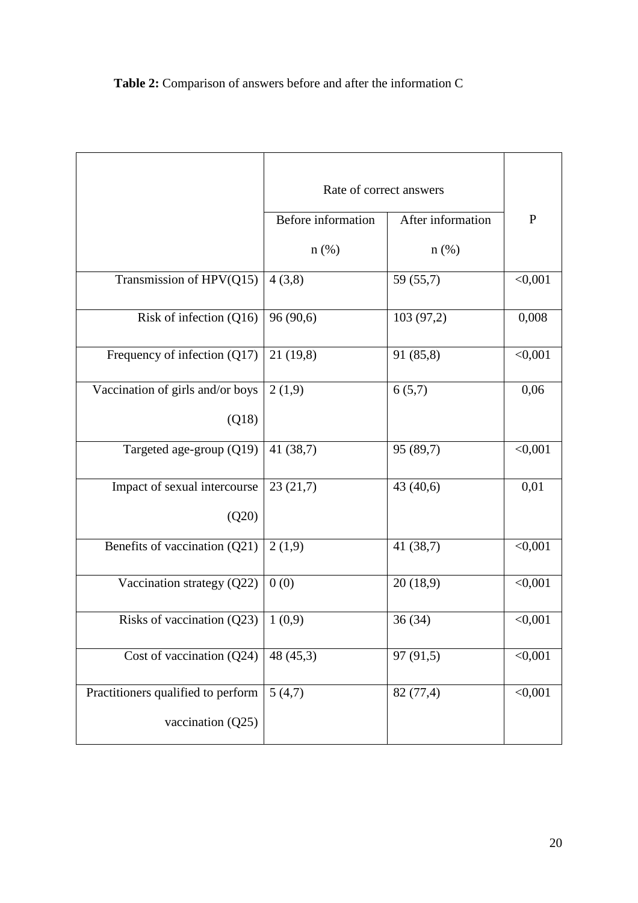**Table 2:** Comparison of answers before and after the information C

| | Rate of correct answers | | P |
|---|---|---|---|
| | Before information n (%) | After information n (%) | |
| Transmission of HPV(Q15) | 4 (3,8) | 59 (55,7) | <0,001 |
| Risk of infection (Q16) | 96 (90,6) | 103 (97,2) | 0,008 |
| Frequency of infection (Q17) | 21 (19,8) | 91 (85,8) | <0,001 |
| Vaccination of girls and/or boys (Q18) | 2 (1,9) | 6 (5,7) | 0,06 |
| Targeted age-group (Q19) | 41 (38,7) | 95 (89,7) | <0,001 |
| Impact of sexual intercourse (Q20) | 23 (21,7) | 43 (40,6) | 0,01 |
| Benefits of vaccination (Q21) | 2 (1,9) | 41 (38,7) | <0,001 |
| Vaccination strategy (Q22) | 0 (0) | 20 (18,9) | <0,001 |
| Risks of vaccination (Q23) | 1 (0,9) | 36 (34) | <0,001 |
| Cost of vaccination (Q24) | 48 (45,3) | 97 (91,5) | <0,001 |
| Practitioners qualified to perform vaccination (Q25) | 5 (4,7) | 82 (77,4) | <0,001 |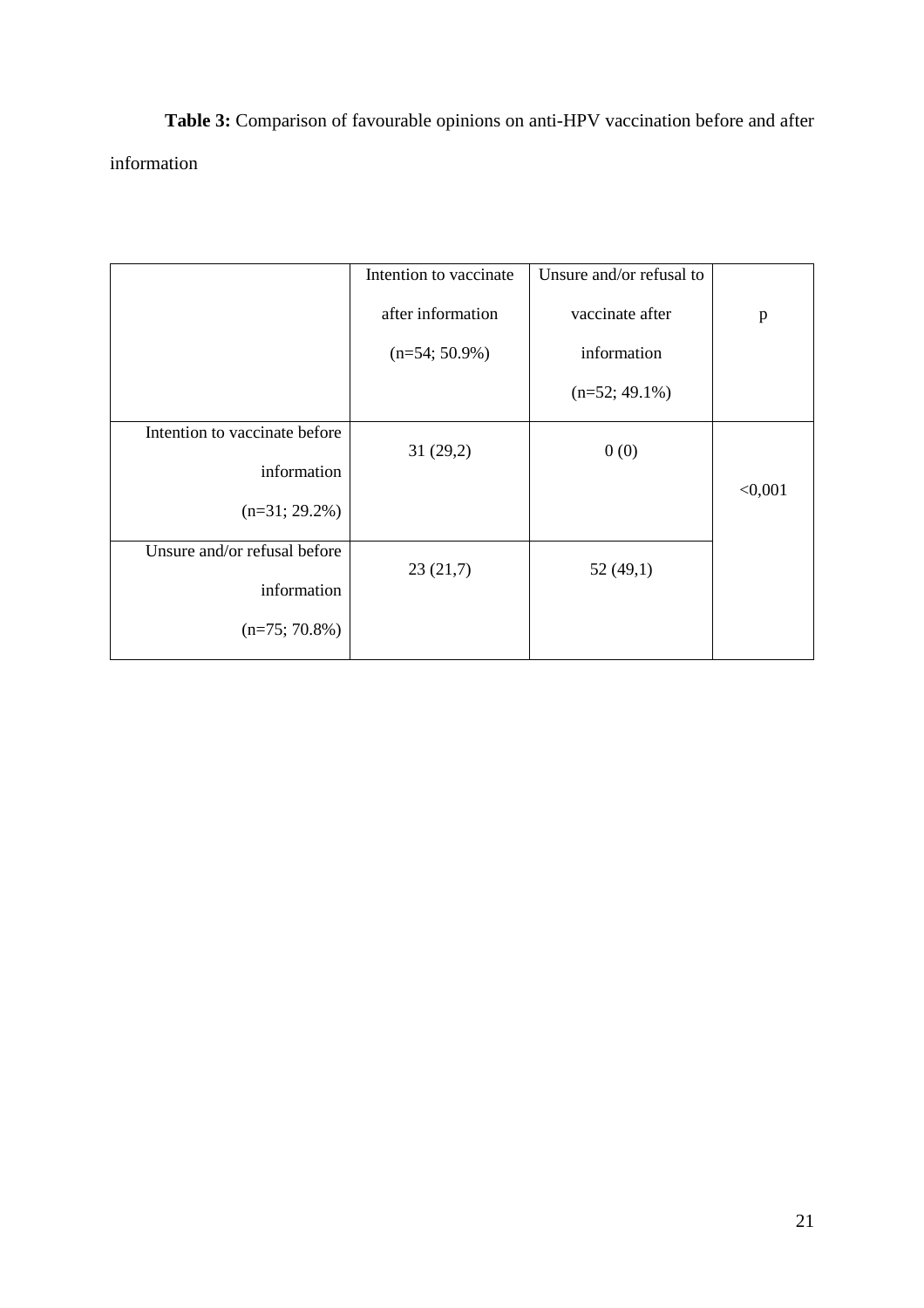**Table 3:** Comparison of favourable opinions on anti-HPV vaccination before and after information

| | Intention to vaccinate after information (n=54; 50.9%) | Unsure and/or refusal to vaccinate after information (n=52; 49.1%) | p |
|---|---|---|---|
| Intention to vaccinate before information (n=31; 29.2%) | 31 (29,2) | 0 (0) | <0,001 |
| Unsure and/or refusal before information (n=75; 70.8%) | 23 (21,7) | 52 (49,1) | |